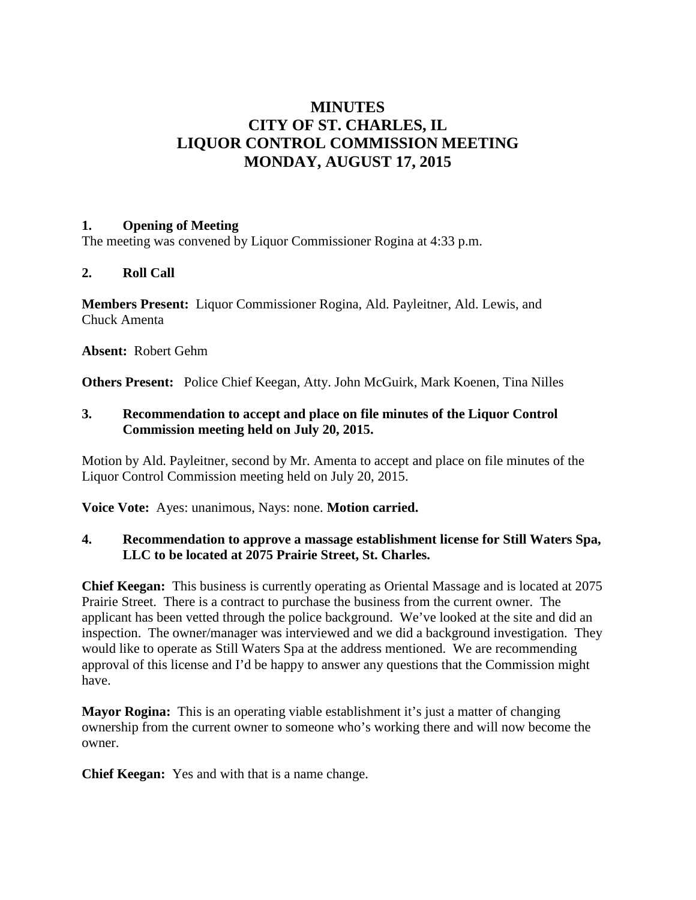# MINUTES
# CITY OF ST. CHARLES, IL
# LIQUOR CONTROL COMMISSION MEETING
# MONDAY, AUGUST 17, 2015

**1. Opening of Meeting**

The meeting was convened by Liquor Commissioner Rogina at 4:33 p.m.

**2. Roll Call**

**Members Present:** Liquor Commissioner Rogina, Ald. Payleitner, Ald. Lewis, and Chuck Amenta

**Absent:** Robert Gehm

**Others Present:** Police Chief Keegan, Atty. John McGuirk, Mark Koenen, Tina Nilles

**3. Recommendation to accept and place on file minutes of the Liquor Control Commission meeting held on July 20, 2015.**

Motion by Ald. Payleitner, second by Mr. Amenta to accept and place on file minutes of the Liquor Control Commission meeting held on July 20, 2015.

**Voice Vote:** Ayes: unanimous, Nays: none. **Motion carried.**

**4. Recommendation to approve a massage establishment license for Still Waters Spa, LLC to be located at 2075 Prairie Street, St. Charles.**

**Chief Keegan:** This business is currently operating as Oriental Massage and is located at 2075 Prairie Street. There is a contract to purchase the business from the current owner. The applicant has been vetted through the police background. We've looked at the site and did an inspection. The owner/manager was interviewed and we did a background investigation. They would like to operate as Still Waters Spa at the address mentioned. We are recommending approval of this license and I'd be happy to answer any questions that the Commission might have.

**Mayor Rogina:** This is an operating viable establishment it's just a matter of changing ownership from the current owner to someone who's working there and will now become the owner.

**Chief Keegan:** Yes and with that is a name change.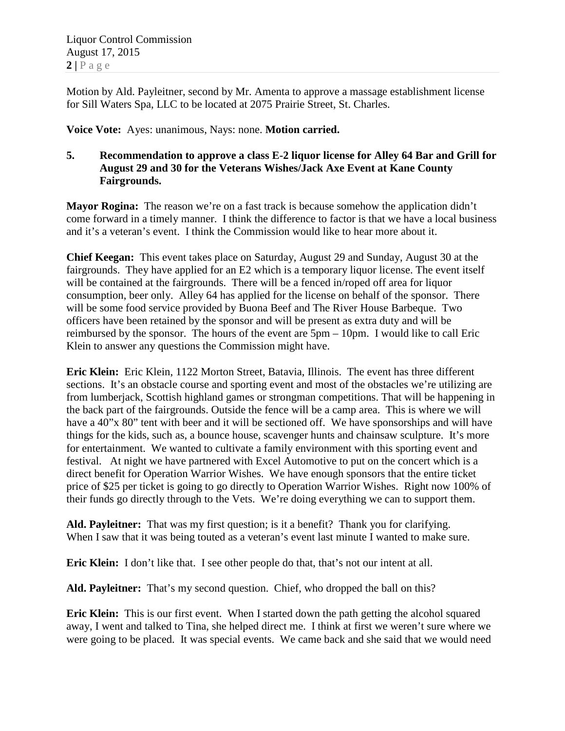Motion by Ald. Payleitner, second by Mr. Amenta to approve a massage establishment license for Sill Waters Spa, LLC to be located at 2075 Prairie Street, St. Charles.

**Voice Vote:** Ayes: unanimous, Nays: none. **Motion carried.**

**5. Recommendation to approve a class E-2 liquor license for Alley 64 Bar and Grill for August 29 and 30 for the Veterans Wishes/Jack Axe Event at Kane County Fairgrounds.**

**Mayor Rogina:** The reason we're on a fast track is because somehow the application didn't come forward in a timely manner. I think the difference to factor is that we have a local business and it's a veteran's event. I think the Commission would like to hear more about it.

**Chief Keegan:** This event takes place on Saturday, August 29 and Sunday, August 30 at the fairgrounds. They have applied for an E2 which is a temporary liquor license. The event itself will be contained at the fairgrounds. There will be a fenced in/roped off area for liquor consumption, beer only. Alley 64 has applied for the license on behalf of the sponsor. There will be some food service provided by Buona Beef and The River House Barbeque. Two officers have been retained by the sponsor and will be present as extra duty and will be reimbursed by the sponsor. The hours of the event are 5pm – 10pm. I would like to call Eric Klein to answer any questions the Commission might have.

**Eric Klein:** Eric Klein, 1122 Morton Street, Batavia, Illinois. The event has three different sections. It's an obstacle course and sporting event and most of the obstacles we're utilizing are from lumberjack, Scottish highland games or strongman competitions. That will be happening in the back part of the fairgrounds. Outside the fence will be a camp area. This is where we will have a 40"x 80" tent with beer and it will be sectioned off. We have sponsorships and will have things for the kids, such as, a bounce house, scavenger hunts and chainsaw sculpture. It's more for entertainment. We wanted to cultivate a family environment with this sporting event and festival. At night we have partnered with Excel Automotive to put on the concert which is a direct benefit for Operation Warrior Wishes. We have enough sponsors that the entire ticket price of $25 per ticket is going to go directly to Operation Warrior Wishes. Right now 100% of their funds go directly through to the Vets. We're doing everything we can to support them.

**Ald. Payleitner:** That was my first question; is it a benefit? Thank you for clarifying. When I saw that it was being touted as a veteran's event last minute I wanted to make sure.

**Eric Klein:** I don't like that. I see other people do that, that's not our intent at all.

**Ald. Payleitner:** That's my second question. Chief, who dropped the ball on this?

**Eric Klein:** This is our first event. When I started down the path getting the alcohol squared away, I went and talked to Tina, she helped direct me. I think at first we weren't sure where we were going to be placed. It was special events. We came back and she said that we would need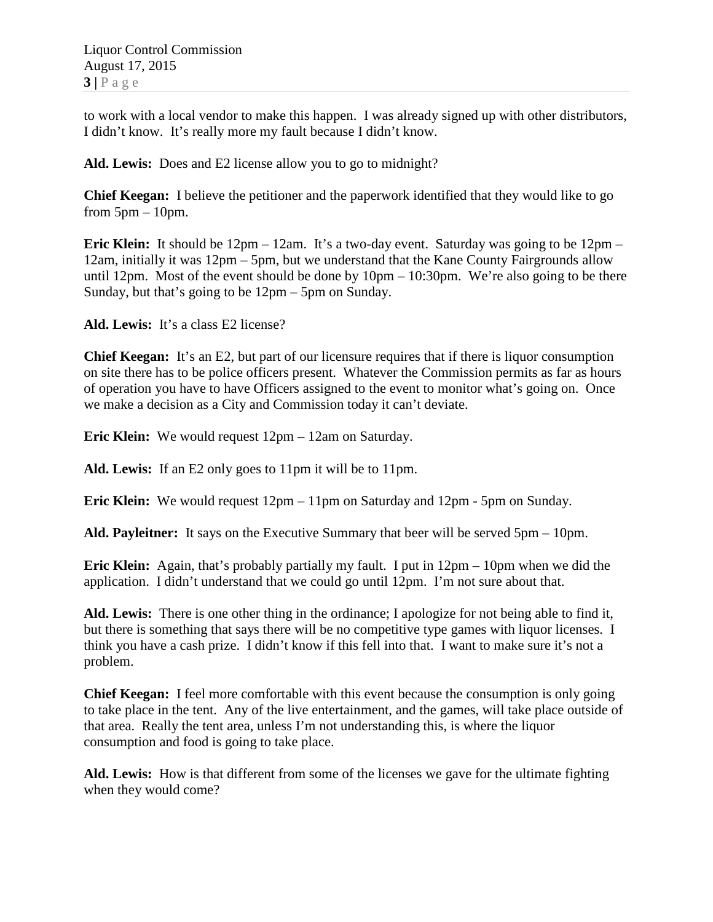to work with a local vendor to make this happen. I was already signed up with other distributors, I didn't know. It's really more my fault because I didn't know.

**Ald. Lewis:** Does and E2 license allow you to go to midnight?

**Chief Keegan:** I believe the petitioner and the paperwork identified that they would like to go from 5pm – 10pm.

**Eric Klein:** It should be 12pm – 12am. It's a two-day event. Saturday was going to be 12pm – 12am, initially it was 12pm – 5pm, but we understand that the Kane County Fairgrounds allow until 12pm. Most of the event should be done by 10pm – 10:30pm. We're also going to be there Sunday, but that's going to be 12pm – 5pm on Sunday.

**Ald. Lewis:** It's a class E2 license?

**Chief Keegan:** It's an E2, but part of our licensure requires that if there is liquor consumption on site there has to be police officers present. Whatever the Commission permits as far as hours of operation you have to have Officers assigned to the event to monitor what's going on. Once we make a decision as a City and Commission today it can't deviate.

**Eric Klein:** We would request 12pm – 12am on Saturday.

**Ald. Lewis:** If an E2 only goes to 11pm it will be to 11pm.

**Eric Klein:** We would request 12pm – 11pm on Saturday and 12pm - 5pm on Sunday.

**Ald. Payleitner:** It says on the Executive Summary that beer will be served 5pm – 10pm.

**Eric Klein:** Again, that's probably partially my fault. I put in 12pm – 10pm when we did the application. I didn't understand that we could go until 12pm. I'm not sure about that.

**Ald. Lewis:** There is one other thing in the ordinance; I apologize for not being able to find it, but there is something that says there will be no competitive type games with liquor licenses. I think you have a cash prize. I didn't know if this fell into that. I want to make sure it's not a problem.

**Chief Keegan:** I feel more comfortable with this event because the consumption is only going to take place in the tent. Any of the live entertainment, and the games, will take place outside of that area. Really the tent area, unless I'm not understanding this, is where the liquor consumption and food is going to take place.

**Ald. Lewis:** How is that different from some of the licenses we gave for the ultimate fighting when they would come?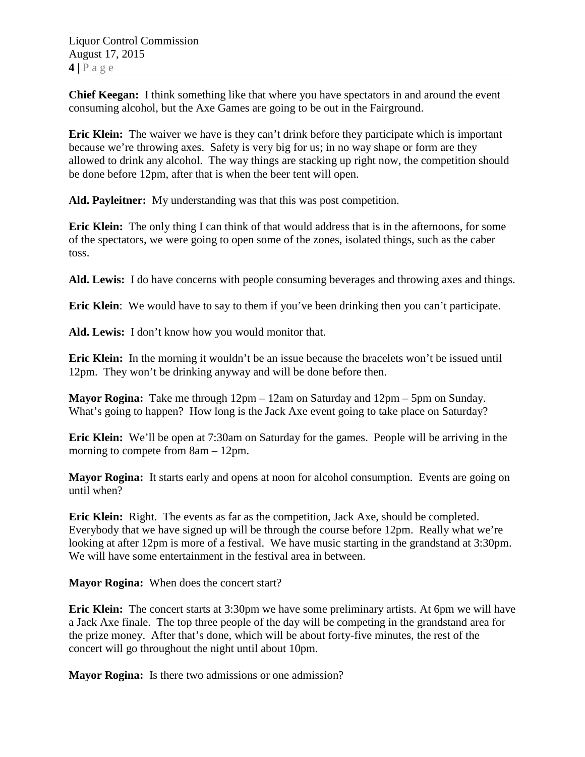**Chief Keegan:** I think something like that where you have spectators in and around the event consuming alcohol, but the Axe Games are going to be out in the Fairground.

**Eric Klein:** The waiver we have is they can't drink before they participate which is important because we're throwing axes. Safety is very big for us; in no way shape or form are they allowed to drink any alcohol. The way things are stacking up right now, the competition should be done before 12pm, after that is when the beer tent will open.

**Ald. Payleitner:** My understanding was that this was post competition.

**Eric Klein:** The only thing I can think of that would address that is in the afternoons, for some of the spectators, we were going to open some of the zones, isolated things, such as the caber toss.

**Ald. Lewis:** I do have concerns with people consuming beverages and throwing axes and things.

**Eric Klein**: We would have to say to them if you've been drinking then you can't participate.

**Ald. Lewis:** I don't know how you would monitor that.

**Eric Klein:** In the morning it wouldn't be an issue because the bracelets won't be issued until 12pm. They won't be drinking anyway and will be done before then.

**Mayor Rogina:** Take me through 12pm – 12am on Saturday and 12pm – 5pm on Sunday. What's going to happen? How long is the Jack Axe event going to take place on Saturday?

**Eric Klein:** We'll be open at 7:30am on Saturday for the games. People will be arriving in the morning to compete from 8am – 12pm.

**Mayor Rogina:** It starts early and opens at noon for alcohol consumption. Events are going on until when?

**Eric Klein:** Right. The events as far as the competition, Jack Axe, should be completed. Everybody that we have signed up will be through the course before 12pm. Really what we're looking at after 12pm is more of a festival. We have music starting in the grandstand at 3:30pm. We will have some entertainment in the festival area in between.

**Mayor Rogina:** When does the concert start?

**Eric Klein:** The concert starts at 3:30pm we have some preliminary artists. At 6pm we will have a Jack Axe finale. The top three people of the day will be competing in the grandstand area for the prize money. After that's done, which will be about forty-five minutes, the rest of the concert will go throughout the night until about 10pm.

**Mayor Rogina:** Is there two admissions or one admission?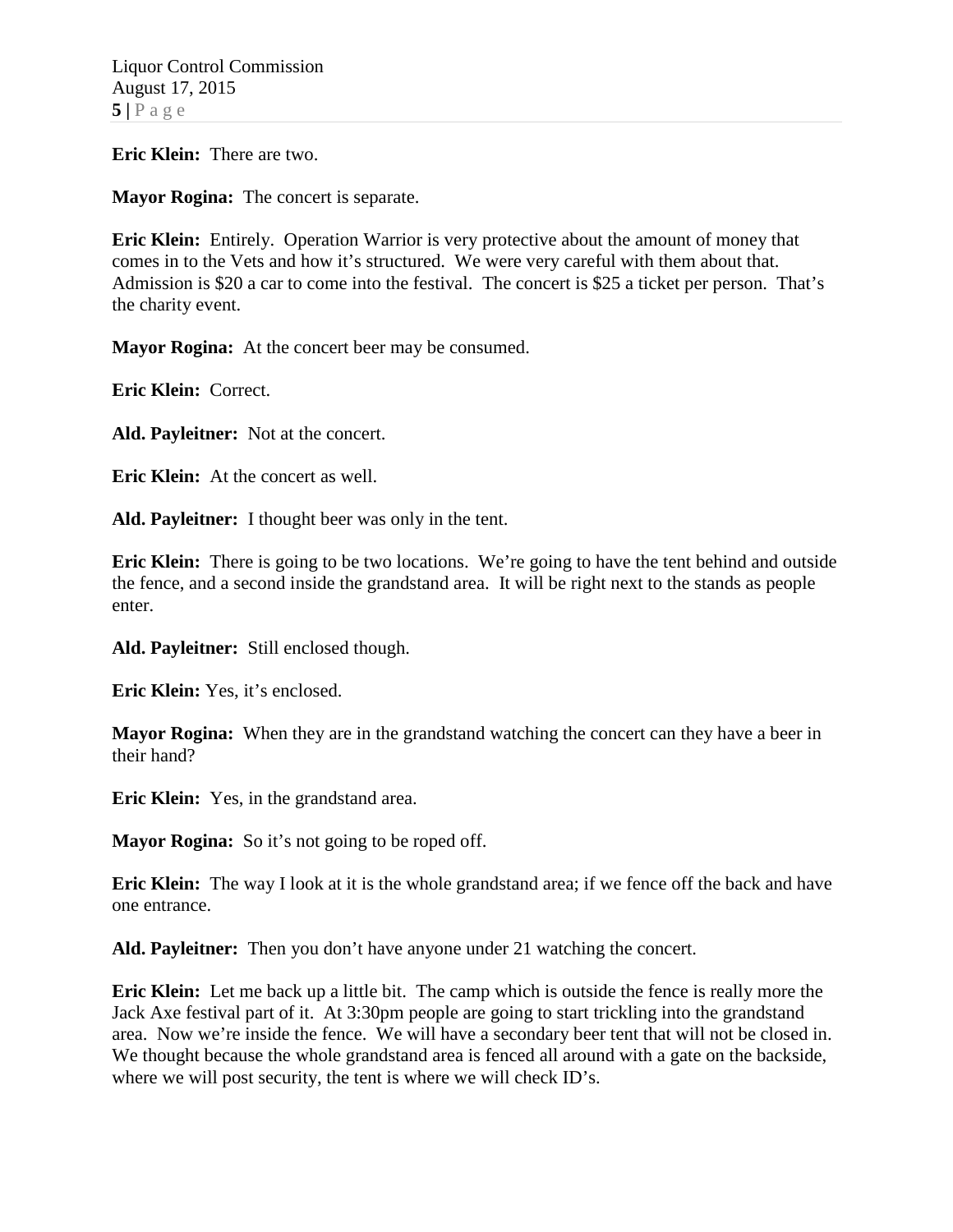**Eric Klein:** There are two.

**Mayor Rogina:** The concert is separate.

**Eric Klein:** Entirely. Operation Warrior is very protective about the amount of money that comes in to the Vets and how it's structured. We were very careful with them about that. Admission is $20 a car to come into the festival. The concert is $25 a ticket per person. That's the charity event.

**Mayor Rogina:** At the concert beer may be consumed.

**Eric Klein:** Correct.

**Ald. Payleitner:** Not at the concert.

**Eric Klein:** At the concert as well.

**Ald. Payleitner:** I thought beer was only in the tent.

**Eric Klein:** There is going to be two locations. We're going to have the tent behind and outside the fence, and a second inside the grandstand area. It will be right next to the stands as people enter.

**Ald. Payleitner:** Still enclosed though.

**Eric Klein:** Yes, it's enclosed.

**Mayor Rogina:** When they are in the grandstand watching the concert can they have a beer in their hand?

**Eric Klein:** Yes, in the grandstand area.

**Mayor Rogina:** So it's not going to be roped off.

**Eric Klein:** The way I look at it is the whole grandstand area; if we fence off the back and have one entrance.

**Ald. Payleitner:** Then you don't have anyone under 21 watching the concert.

**Eric Klein:** Let me back up a little bit. The camp which is outside the fence is really more the Jack Axe festival part of it. At 3:30pm people are going to start trickling into the grandstand area. Now we're inside the fence. We will have a secondary beer tent that will not be closed in. We thought because the whole grandstand area is fenced all around with a gate on the backside, where we will post security, the tent is where we will check ID's.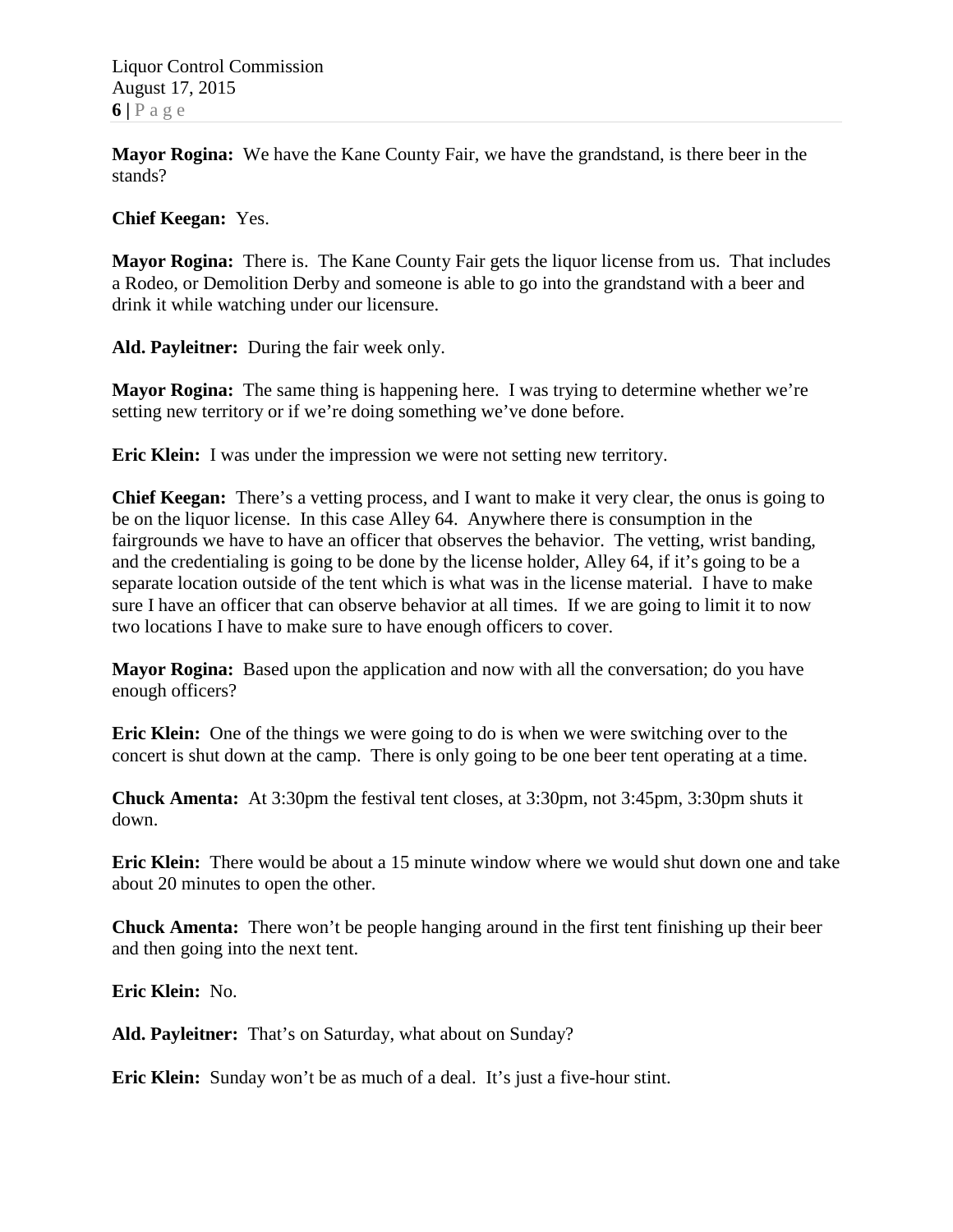**Mayor Rogina:** We have the Kane County Fair, we have the grandstand, is there beer in the stands?

**Chief Keegan:** Yes.

**Mayor Rogina:** There is. The Kane County Fair gets the liquor license from us. That includes a Rodeo, or Demolition Derby and someone is able to go into the grandstand with a beer and drink it while watching under our licensure.

**Ald. Payleitner:** During the fair week only.

**Mayor Rogina:** The same thing is happening here. I was trying to determine whether we're setting new territory or if we're doing something we've done before.

**Eric Klein:** I was under the impression we were not setting new territory.

**Chief Keegan:** There's a vetting process, and I want to make it very clear, the onus is going to be on the liquor license. In this case Alley 64. Anywhere there is consumption in the fairgrounds we have to have an officer that observes the behavior. The vetting, wrist banding, and the credentialing is going to be done by the license holder, Alley 64, if it's going to be a separate location outside of the tent which is what was in the license material. I have to make sure I have an officer that can observe behavior at all times. If we are going to limit it to now two locations I have to make sure to have enough officers to cover.

**Mayor Rogina:** Based upon the application and now with all the conversation; do you have enough officers?

**Eric Klein:** One of the things we were going to do is when we were switching over to the concert is shut down at the camp. There is only going to be one beer tent operating at a time.

**Chuck Amenta:** At 3:30pm the festival tent closes, at 3:30pm, not 3:45pm, 3:30pm shuts it down.

**Eric Klein:** There would be about a 15 minute window where we would shut down one and take about 20 minutes to open the other.

**Chuck Amenta:** There won't be people hanging around in the first tent finishing up their beer and then going into the next tent.

**Eric Klein:** No.

**Ald. Payleitner:** That's on Saturday, what about on Sunday?

**Eric Klein:** Sunday won't be as much of a deal. It's just a five-hour stint.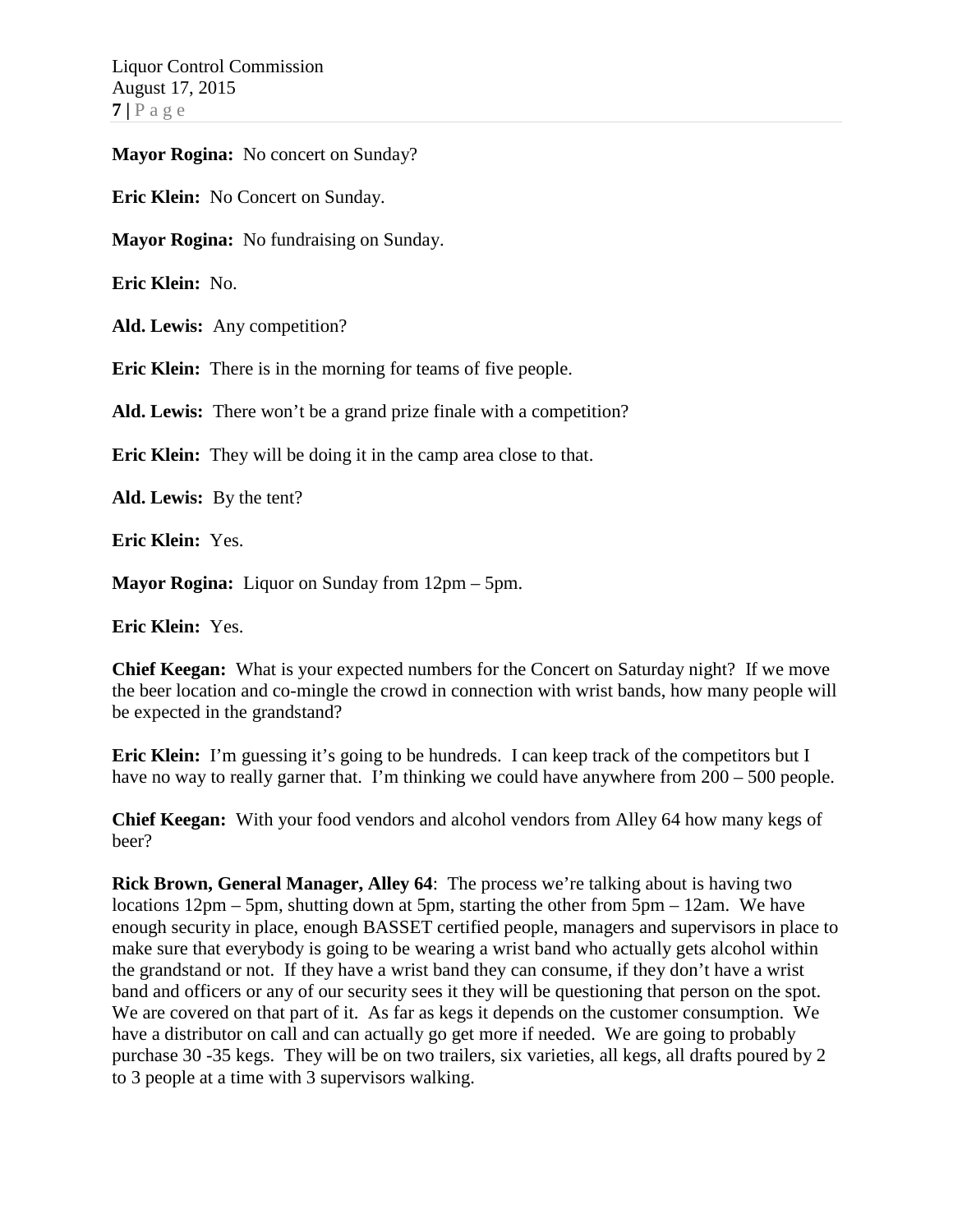**Mayor Rogina:** No concert on Sunday?

**Eric Klein:** No Concert on Sunday.

**Mayor Rogina:** No fundraising on Sunday.

**Eric Klein:** No.

**Ald. Lewis:** Any competition?

**Eric Klein:** There is in the morning for teams of five people.

**Ald. Lewis:** There won't be a grand prize finale with a competition?

**Eric Klein:** They will be doing it in the camp area close to that.

**Ald. Lewis:** By the tent?

**Eric Klein:** Yes.

**Mayor Rogina:** Liquor on Sunday from 12pm – 5pm.

**Eric Klein:** Yes.

**Chief Keegan:** What is your expected numbers for the Concert on Saturday night? If we move the beer location and co-mingle the crowd in connection with wrist bands, how many people will be expected in the grandstand?

**Eric Klein:** I'm guessing it's going to be hundreds. I can keep track of the competitors but I have no way to really garner that. I'm thinking we could have anywhere from 200 – 500 people.

**Chief Keegan:** With your food vendors and alcohol vendors from Alley 64 how many kegs of beer?

**Rick Brown, General Manager, Alley 64**: The process we're talking about is having two locations 12pm – 5pm, shutting down at 5pm, starting the other from 5pm – 12am. We have enough security in place, enough BASSET certified people, managers and supervisors in place to make sure that everybody is going to be wearing a wrist band who actually gets alcohol within the grandstand or not. If they have a wrist band they can consume, if they don't have a wrist band and officers or any of our security sees it they will be questioning that person on the spot. We are covered on that part of it. As far as kegs it depends on the customer consumption. We have a distributor on call and can actually go get more if needed. We are going to probably purchase 30 -35 kegs. They will be on two trailers, six varieties, all kegs, all drafts poured by 2 to 3 people at a time with 3 supervisors walking.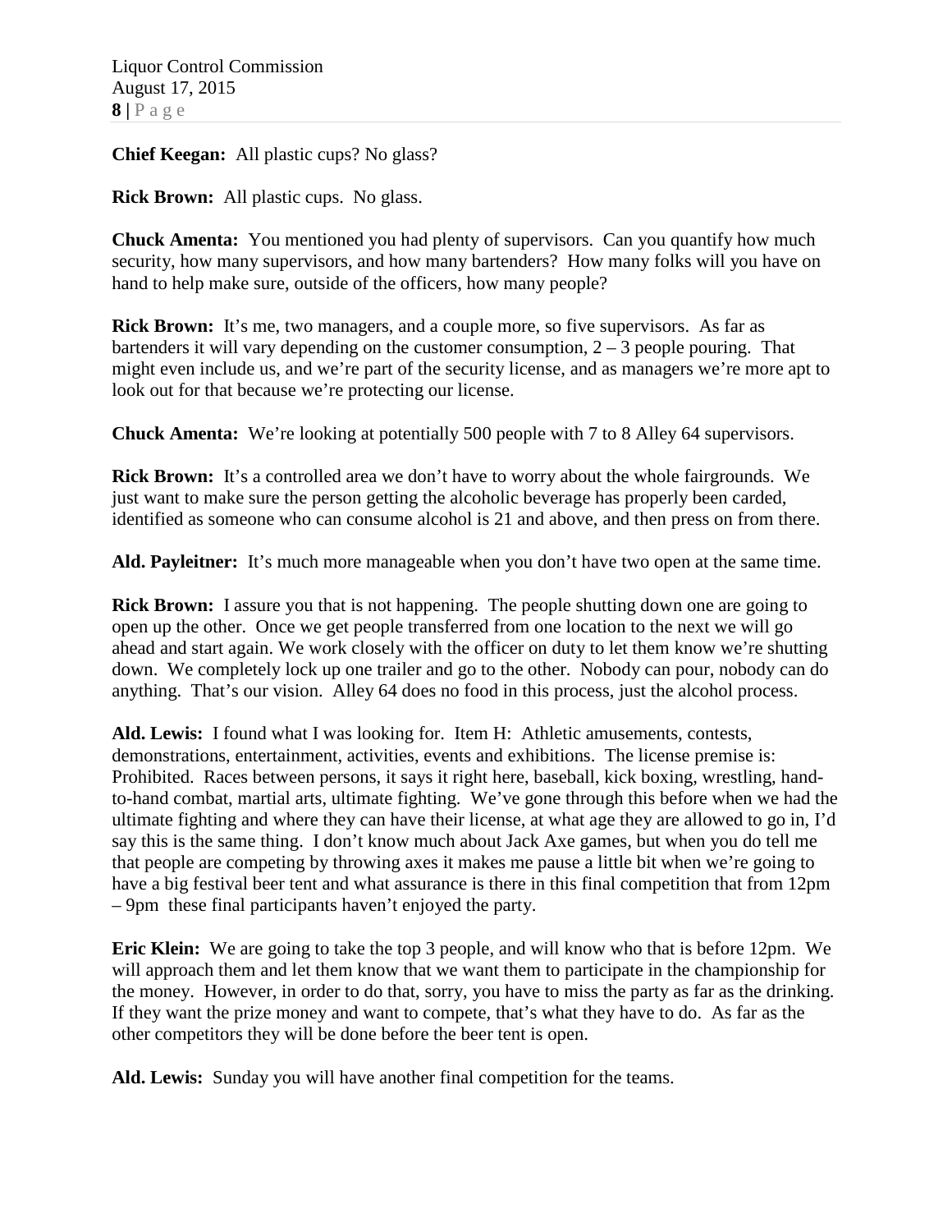**Chief Keegan:** All plastic cups? No glass?

**Rick Brown:** All plastic cups. No glass.

**Chuck Amenta:** You mentioned you had plenty of supervisors. Can you quantify how much security, how many supervisors, and how many bartenders? How many folks will you have on hand to help make sure, outside of the officers, how many people?

**Rick Brown:** It's me, two managers, and a couple more, so five supervisors. As far as bartenders it will vary depending on the customer consumption, 2 – 3 people pouring. That might even include us, and we're part of the security license, and as managers we're more apt to look out for that because we're protecting our license.

**Chuck Amenta:** We're looking at potentially 500 people with 7 to 8 Alley 64 supervisors.

**Rick Brown:** It's a controlled area we don't have to worry about the whole fairgrounds. We just want to make sure the person getting the alcoholic beverage has properly been carded, identified as someone who can consume alcohol is 21 and above, and then press on from there.

**Ald. Payleitner:** It's much more manageable when you don't have two open at the same time.

**Rick Brown:** I assure you that is not happening. The people shutting down one are going to open up the other. Once we get people transferred from one location to the next we will go ahead and start again. We work closely with the officer on duty to let them know we're shutting down. We completely lock up one trailer and go to the other. Nobody can pour, nobody can do anything. That's our vision. Alley 64 does no food in this process, just the alcohol process.

**Ald. Lewis:** I found what I was looking for. Item H: Athletic amusements, contests, demonstrations, entertainment, activities, events and exhibitions. The license premise is: Prohibited. Races between persons, it says it right here, baseball, kick boxing, wrestling, hand-to-hand combat, martial arts, ultimate fighting. We've gone through this before when we had the ultimate fighting and where they can have their license, at what age they are allowed to go in, I'd say this is the same thing. I don't know much about Jack Axe games, but when you do tell me that people are competing by throwing axes it makes me pause a little bit when we're going to have a big festival beer tent and what assurance is there in this final competition that from 12pm – 9pm these final participants haven't enjoyed the party.

**Eric Klein:** We are going to take the top 3 people, and will know who that is before 12pm. We will approach them and let them know that we want them to participate in the championship for the money. However, in order to do that, sorry, you have to miss the party as far as the drinking. If they want the prize money and want to compete, that's what they have to do. As far as the other competitors they will be done before the beer tent is open.

**Ald. Lewis:** Sunday you will have another final competition for the teams.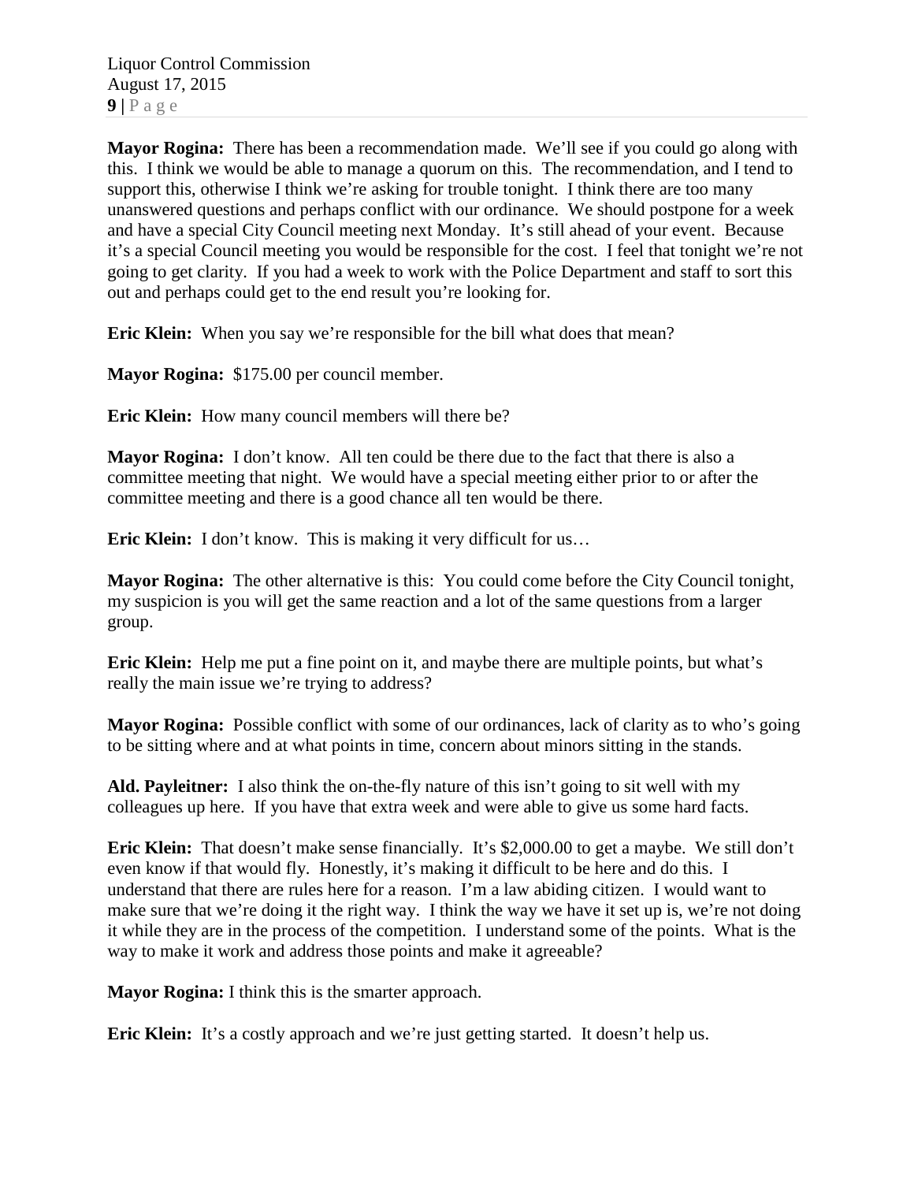**Mayor Rogina:** There has been a recommendation made. We'll see if you could go along with this. I think we would be able to manage a quorum on this. The recommendation, and I tend to support this, otherwise I think we're asking for trouble tonight. I think there are too many unanswered questions and perhaps conflict with our ordinance. We should postpone for a week and have a special City Council meeting next Monday. It's still ahead of your event. Because it's a special Council meeting you would be responsible for the cost. I feel that tonight we're not going to get clarity. If you had a week to work with the Police Department and staff to sort this out and perhaps could get to the end result you're looking for.

**Eric Klein:** When you say we're responsible for the bill what does that mean?

**Mayor Rogina:** $175.00 per council member.

**Eric Klein:** How many council members will there be?

**Mayor Rogina:** I don't know. All ten could be there due to the fact that there is also a committee meeting that night. We would have a special meeting either prior to or after the committee meeting and there is a good chance all ten would be there.

**Eric Klein:** I don't know. This is making it very difficult for us…

**Mayor Rogina:** The other alternative is this: You could come before the City Council tonight, my suspicion is you will get the same reaction and a lot of the same questions from a larger group.

**Eric Klein:** Help me put a fine point on it, and maybe there are multiple points, but what's really the main issue we're trying to address?

**Mayor Rogina:** Possible conflict with some of our ordinances, lack of clarity as to who's going to be sitting where and at what points in time, concern about minors sitting in the stands.

**Ald. Payleitner:** I also think the on-the-fly nature of this isn't going to sit well with my colleagues up here. If you have that extra week and were able to give us some hard facts.

**Eric Klein:** That doesn't make sense financially. It's $2,000.00 to get a maybe. We still don't even know if that would fly. Honestly, it's making it difficult to be here and do this. I understand that there are rules here for a reason. I'm a law abiding citizen. I would want to make sure that we're doing it the right way. I think the way we have it set up is, we're not doing it while they are in the process of the competition. I understand some of the points. What is the way to make it work and address those points and make it agreeable?

**Mayor Rogina:** I think this is the smarter approach.

**Eric Klein:** It's a costly approach and we're just getting started. It doesn't help us.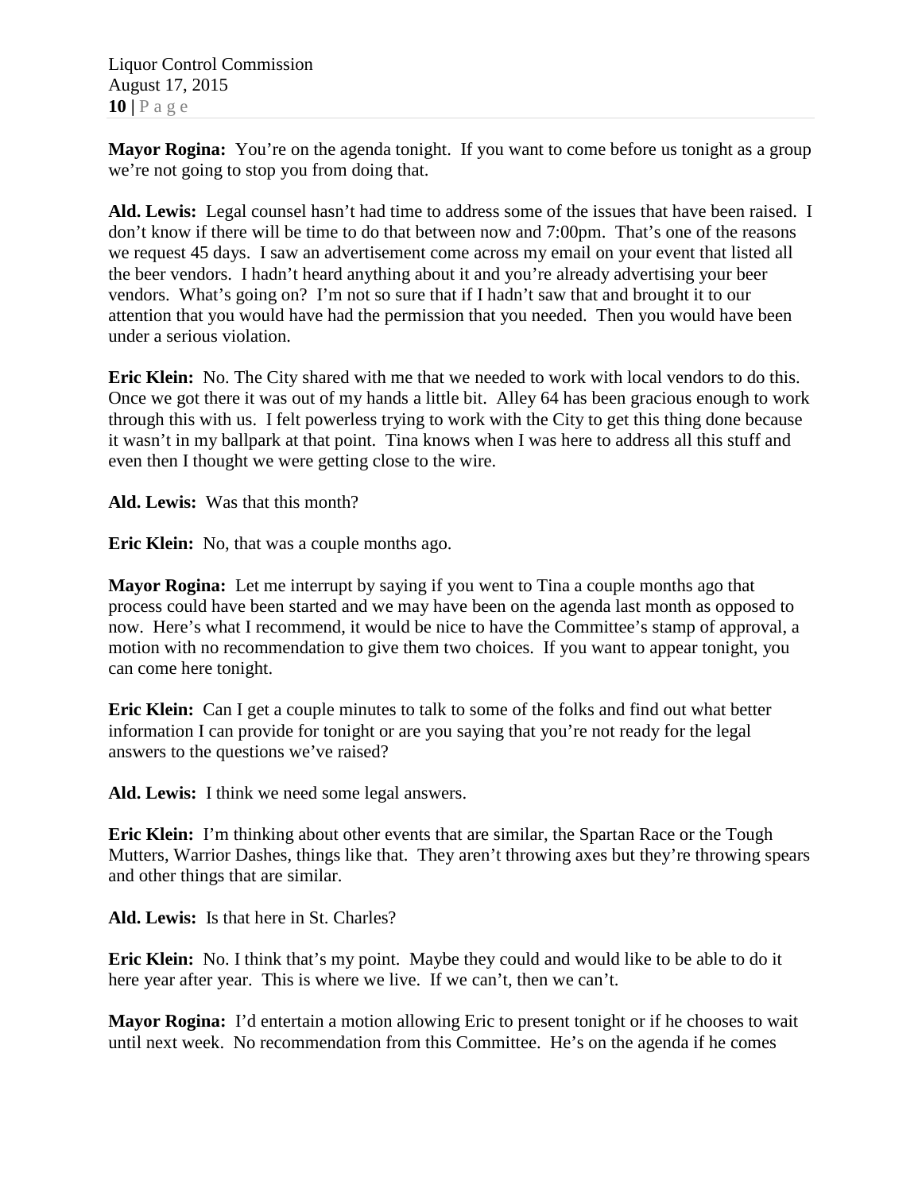**Mayor Rogina:** You're on the agenda tonight. If you want to come before us tonight as a group we're not going to stop you from doing that.

**Ald. Lewis:** Legal counsel hasn't had time to address some of the issues that have been raised. I don't know if there will be time to do that between now and 7:00pm. That's one of the reasons we request 45 days. I saw an advertisement come across my email on your event that listed all the beer vendors. I hadn't heard anything about it and you're already advertising your beer vendors. What's going on? I'm not so sure that if I hadn't saw that and brought it to our attention that you would have had the permission that you needed. Then you would have been under a serious violation.

**Eric Klein:** No. The City shared with me that we needed to work with local vendors to do this. Once we got there it was out of my hands a little bit. Alley 64 has been gracious enough to work through this with us. I felt powerless trying to work with the City to get this thing done because it wasn't in my ballpark at that point. Tina knows when I was here to address all this stuff and even then I thought we were getting close to the wire.

**Ald. Lewis:** Was that this month?

**Eric Klein:** No, that was a couple months ago.

**Mayor Rogina:** Let me interrupt by saying if you went to Tina a couple months ago that process could have been started and we may have been on the agenda last month as opposed to now. Here's what I recommend, it would be nice to have the Committee's stamp of approval, a motion with no recommendation to give them two choices. If you want to appear tonight, you can come here tonight.

**Eric Klein:** Can I get a couple minutes to talk to some of the folks and find out what better information I can provide for tonight or are you saying that you're not ready for the legal answers to the questions we've raised?

**Ald. Lewis:** I think we need some legal answers.

**Eric Klein:** I'm thinking about other events that are similar, the Spartan Race or the Tough Mutters, Warrior Dashes, things like that. They aren't throwing axes but they're throwing spears and other things that are similar.

**Ald. Lewis:** Is that here in St. Charles?

**Eric Klein:** No. I think that's my point. Maybe they could and would like to be able to do it here year after year. This is where we live. If we can't, then we can't.

**Mayor Rogina:** I'd entertain a motion allowing Eric to present tonight or if he chooses to wait until next week. No recommendation from this Committee. He's on the agenda if he comes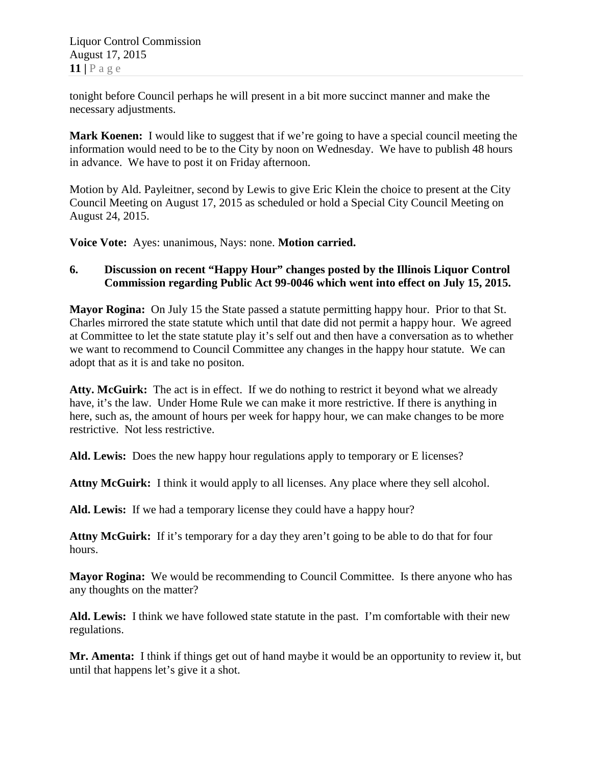tonight before Council perhaps he will present in a bit more succinct manner and make the necessary adjustments.

**Mark Koenen:** I would like to suggest that if we're going to have a special council meeting the information would need to be to the City by noon on Wednesday. We have to publish 48 hours in advance. We have to post it on Friday afternoon.

Motion by Ald. Payleitner, second by Lewis to give Eric Klein the choice to present at the City Council Meeting on August 17, 2015 as scheduled or hold a Special City Council Meeting on August 24, 2015.

**Voice Vote:** Ayes: unanimous, Nays: none. **Motion carried.**

**6. Discussion on recent "Happy Hour" changes posted by the Illinois Liquor Control Commission regarding Public Act 99-0046 which went into effect on July 15, 2015.**

**Mayor Rogina:** On July 15 the State passed a statute permitting happy hour. Prior to that St. Charles mirrored the state statute which until that date did not permit a happy hour. We agreed at Committee to let the state statute play it's self out and then have a conversation as to whether we want to recommend to Council Committee any changes in the happy hour statute. We can adopt that as it is and take no positon.

**Atty. McGuirk:** The act is in effect. If we do nothing to restrict it beyond what we already have, it's the law. Under Home Rule we can make it more restrictive. If there is anything in here, such as, the amount of hours per week for happy hour, we can make changes to be more restrictive. Not less restrictive.

**Ald. Lewis:** Does the new happy hour regulations apply to temporary or E licenses?

**Attny McGuirk:** I think it would apply to all licenses. Any place where they sell alcohol.

**Ald. Lewis:** If we had a temporary license they could have a happy hour?

**Attny McGuirk:** If it's temporary for a day they aren't going to be able to do that for four hours.

**Mayor Rogina:** We would be recommending to Council Committee. Is there anyone who has any thoughts on the matter?

**Ald. Lewis:** I think we have followed state statute in the past. I'm comfortable with their new regulations.

**Mr. Amenta:** I think if things get out of hand maybe it would be an opportunity to review it, but until that happens let's give it a shot.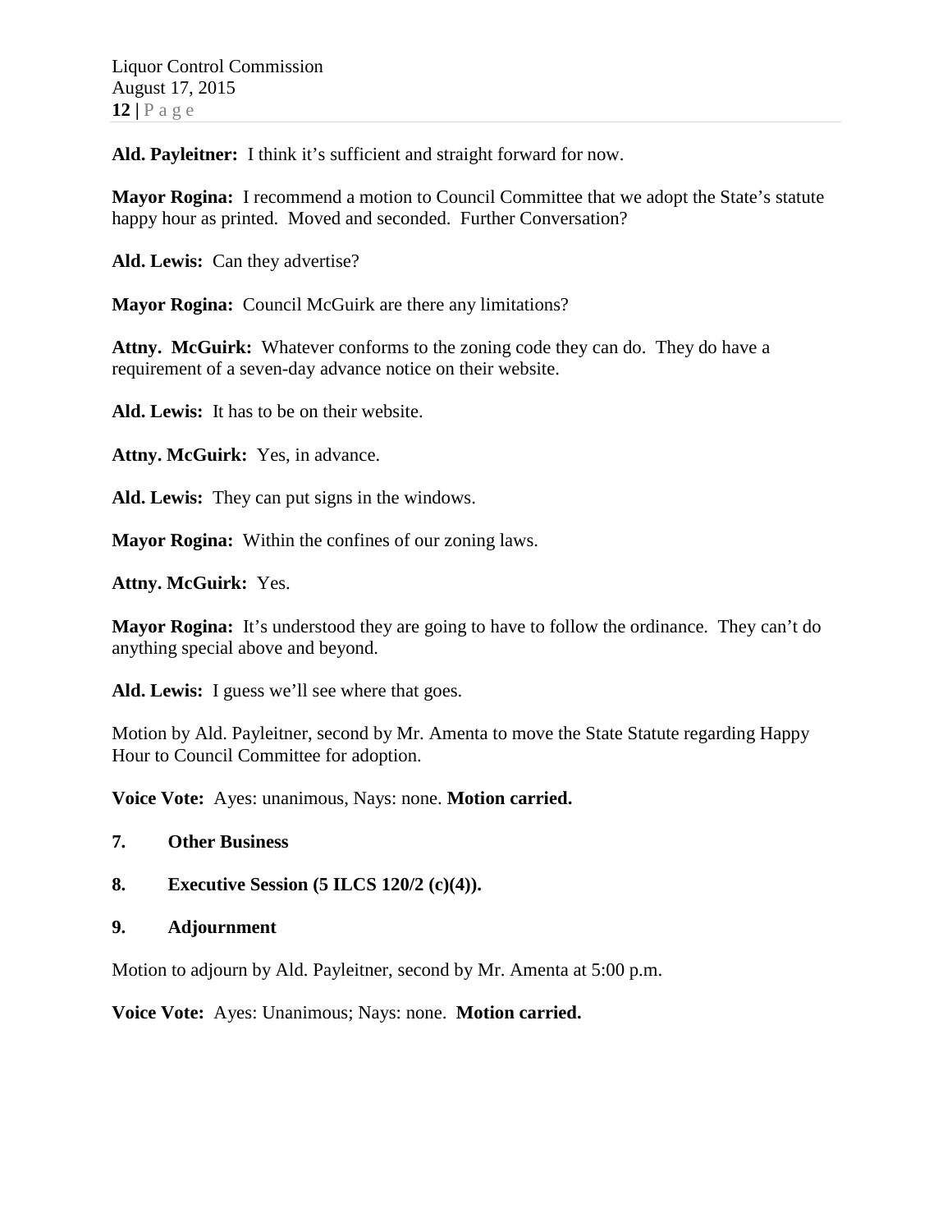**Ald. Payleitner:** I think it's sufficient and straight forward for now.

**Mayor Rogina:** I recommend a motion to Council Committee that we adopt the State's statute happy hour as printed. Moved and seconded. Further Conversation?

**Ald. Lewis:** Can they advertise?

**Mayor Rogina:** Council McGuirk are there any limitations?

**Attny. McGuirk:** Whatever conforms to the zoning code they can do. They do have a requirement of a seven-day advance notice on their website.

**Ald. Lewis:** It has to be on their website.

**Attny. McGuirk:** Yes, in advance.

**Ald. Lewis:** They can put signs in the windows.

**Mayor Rogina:** Within the confines of our zoning laws.

**Attny. McGuirk:** Yes.

**Mayor Rogina:** It's understood they are going to have to follow the ordinance. They can't do anything special above and beyond.

**Ald. Lewis:** I guess we'll see where that goes.

Motion by Ald. Payleitner, second by Mr. Amenta to move the State Statute regarding Happy Hour to Council Committee for adoption.

**Voice Vote:** Ayes: unanimous, Nays: none. **Motion carried.**

**7. Other Business**

**8. Executive Session (5 ILCS 120/2 (c)(4)).**

**9. Adjournment**

Motion to adjourn by Ald. Payleitner, second by Mr. Amenta at 5:00 p.m.

**Voice Vote:** Ayes: Unanimous; Nays: none. **Motion carried.**